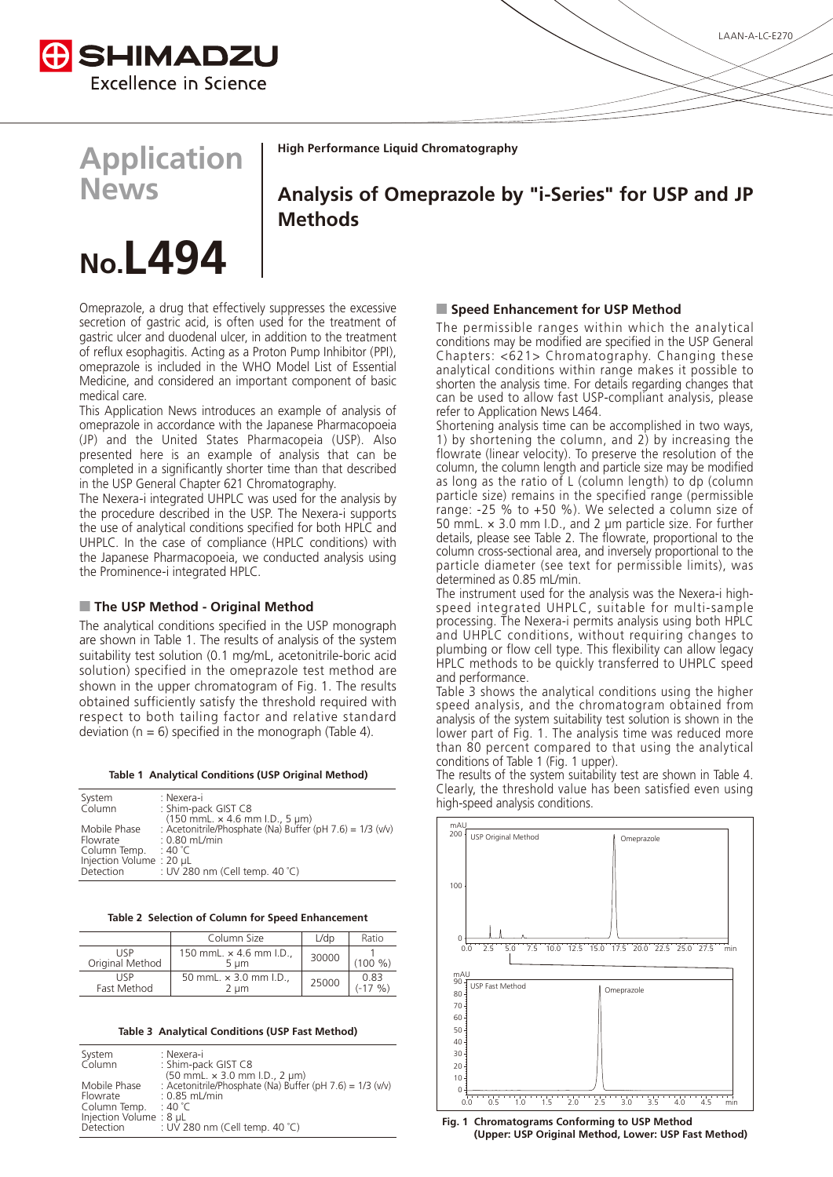# Application News

# No.L494

**High Performance Liquid Chromatography**

## Analysis of Omeprazole by "i-Series" for USP and JP Methods

Omeprazole, a drug that effectively suppresses the excessive secretion of gastric acid, is often used for the treatment of gastric ulcer and duodenal ulcer, in addition to the treatment of reflux esophagitis. Acting as a Proton Pump Inhibitor (PPI), omeprazole is included in the WHO Model List of Essential Medicine, and considered an important component of basic medical care.

This Application News introduces an example of analysis of omeprazole in accordance with the Japanese Pharmacopoeia (JP) and the United States Pharmacopeia (USP). Also presented here is an example of analysis that can be completed in a significantly shorter time than that described in the USP General Chapter 621 Chromatography.

The Nexera-i integrated UHPLC was used for the analysis by the procedure described in the USP. The Nexera-i supports the use of analytical conditions specified for both HPLC and UHPLC. In the case of compliance (HPLC conditions) with the Japanese Pharmacopoeia, we conducted analysis using the Prominence-i integrated HPLC.

### ■ The USP Method - Original Method

The analytical conditions specified in the USP monograph are shown in Table 1. The results of analysis of the system suitability test solution (0.1 mg/mL, acetonitrile-boric acid solution) specified in the omeprazole test method are shown in the upper chromatogram of Fig. 1. The results obtained sufficiently satisfy the threshold required with respect to both tailing factor and relative standard deviation (n = 6) specified in the monograph (Table 4).

**Table 1 Analytical Conditions (USP Original Method)**

| | |
|---|---|
| System | : Nexera-i |
| Column | : Shim-pack GIST C8 (150 mmL. × 4.6 mm I.D., 5 µm) |
| Mobile Phase | : Acetonitrile/Phosphate (Na) Buffer (pH 7.6) = 1/3 (v/v) |
| Flowrate | : 0.80 mL/min |
| Column Temp. | : 40 °C |
| Injection Volume | : 20 µL |
| Detection | : UV 280 nm (Cell temp. 40 °C) |

**Table 2 Selection of Column for Speed Enhancement**

| | Column Size | L/dp | Ratio |
|---|---|---|---|
| USP Original Method | 150 mmL. × 4.6 mm I.D., 5 µm | 30000 | 1 (100 %) |
| USP Fast Method | 50 mmL. × 3.0 mm I.D., 2 µm | 25000 | 0.83 (-17 %) |

**Table 3 Analytical Conditions (USP Fast Method)**

| | |
|---|---|
| System | : Nexera-i |
| Column | : Shim-pack GIST C8 (50 mmL. × 3.0 mm I.D., 2 µm) |
| Mobile Phase | : Acetonitrile/Phosphate (Na) Buffer (pH 7.6) = 1/3 (v/v) |
| Flowrate | : 0.85 mL/min |
| Column Temp. | : 40 °C |
| Injection Volume | : 8 µL |
| Detection | : UV 280 nm (Cell temp. 40 °C) |

### ■ Speed Enhancement for USP Method

The permissible ranges within which the analytical conditions may be modified are specified in the USP General Chapters: <621> Chromatography. Changing these analytical conditions within range makes it possible to shorten the analysis time. For details regarding changes that can be used to allow fast USP-compliant analysis, please refer to Application News L464.

Shortening analysis time can be accomplished in two ways, 1) by shortening the column, and 2) by increasing the flowrate (linear velocity). To preserve the resolution of the column, the column length and particle size may be modified as long as the ratio of L (column length) to dp (column particle size) remains in the specified range (permissible range: -25 % to +50 %). We selected a column size of 50 mmL. × 3.0 mm I.D., and 2 µm particle size. For further details, please see Table 2. The flowrate, proportional to the column cross-sectional area, and inversely proportional to the particle diameter (see text for permissible limits), was determined as 0.85 mL/min.

The instrument used for the analysis was the Nexera-i high-speed integrated UHPLC, suitable for multi-sample processing. The Nexera-i permits analysis using both HPLC and UHPLC conditions, without requiring changes to plumbing or flow cell type. This flexibility can allow legacy HPLC methods to be quickly transferred to UHPLC speed and performance.

Table 3 shows the analytical conditions using the higher speed analysis, and the chromatogram obtained from analysis of the system suitability test solution is shown in the lower part of Fig. 1. The analysis time was reduced more than 80 percent compared to that using the analytical conditions of Table 1 (Fig. 1 upper).

The results of the system suitability test are shown in Table 4. Clearly, the threshold value has been satisfied even using high-speed analysis conditions.

**Fig. 1 Chromatograms Conforming to USP Method (Upper: USP Original Method, Lower: USP Fast Method)**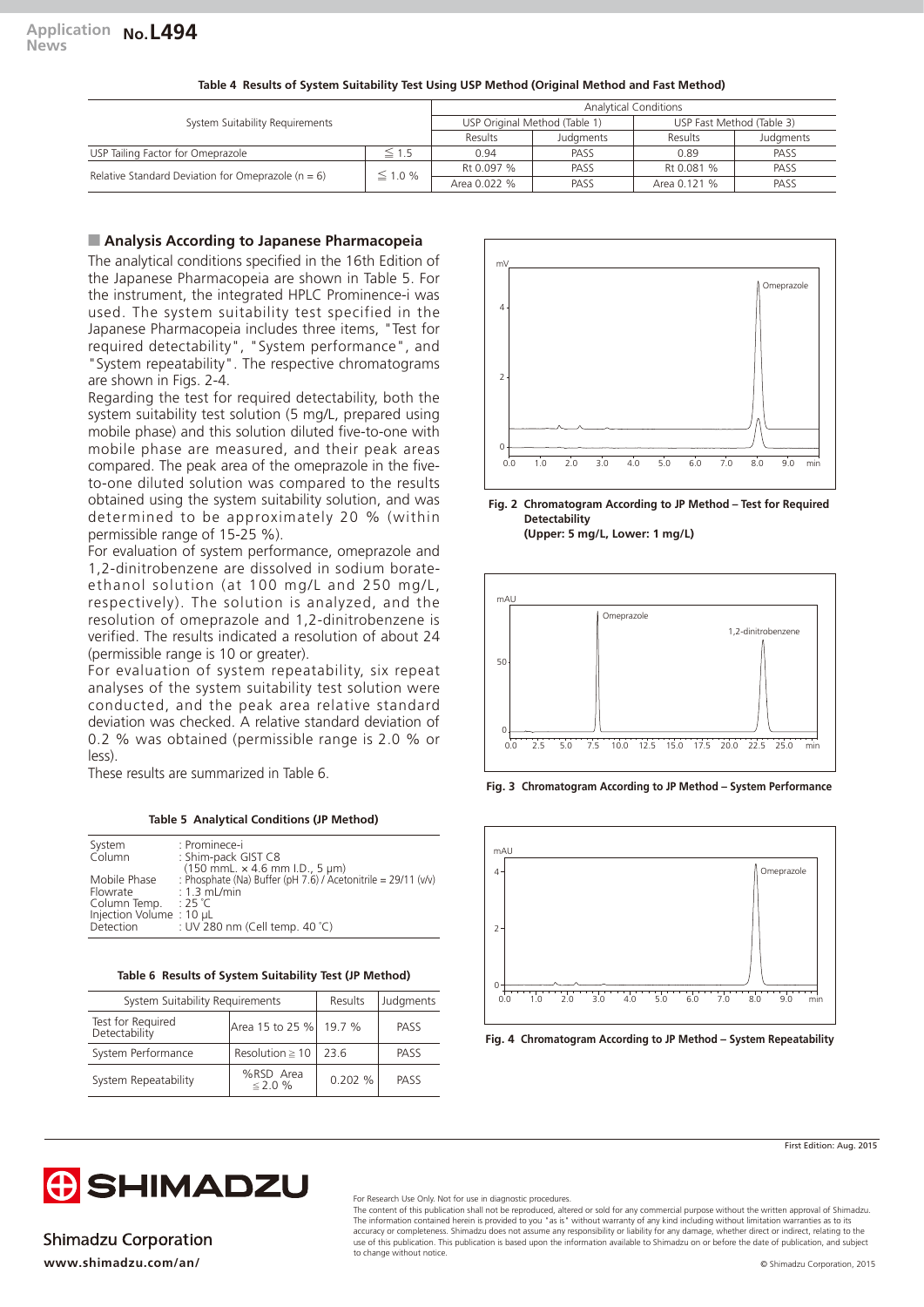**Table 4 Results of System Suitability Test Using USP Method (Original Method and Fast Method)**

| System Suitability Requirements | | Analytical Conditions | | | |
|---|---|---|---|---|---|
| | | USP Original Method (Table 1) | | USP Fast Method (Table 3) | |
| | | Results | Judgments | Results | Judgments |
| USP Tailing Factor for Omeprazole | ≦ 1.5 | 0.94 | PASS | 0.89 | PASS |
| Relative Standard Deviation for Omeprazole (n = 6) | ≦ 1.0 % | Rt 0.097 % | PASS | Rt 0.081 % | PASS |
| | | Area 0.022 % | PASS | Area 0.121 % | PASS |

## Analysis According to Japanese Pharmacopeia

The analytical conditions specified in the 16th Edition of the Japanese Pharmacopeia are shown in Table 5. For the instrument, the integrated HPLC Prominence-i was used. The system suitability test specified in the Japanese Pharmacopeia includes three items, "Test for required detectability", "System performance", and "System repeatability". The respective chromatograms are shown in Figs. 2-4.

Regarding the test for required detectability, both the system suitability test solution (5 mg/L, prepared using mobile phase) and this solution diluted five-to-one with mobile phase are measured, and their peak areas compared. The peak area of the omeprazole in the five-to-one diluted solution was compared to the results obtained using the system suitability solution, and was determined to be approximately 20 % (within permissible range of 15-25 %).

For evaluation of system performance, omeprazole and 1,2-dinitrobenzene are dissolved in sodium borate-ethanol solution (at 100 mg/L and 250 mg/L, respectively). The solution is analyzed, and the resolution of omeprazole and 1,2-dinitrobenzene is verified. The results indicated a resolution of about 24 (permissible range is 10 or greater).

For evaluation of system repeatability, six repeat analyses of the system suitability test solution were conducted, and the peak area relative standard deviation was checked. A relative standard deviation of 0.2 % was obtained (permissible range is 2.0 % or less).

These results are summarized in Table 6.

**Table 5 Analytical Conditions (JP Method)**

| | |
|---|---|
| System | : Prominece-i |
| Column | : Shim-pack GIST C8 (150 mmL. × 4.6 mm I.D., 5 µm) |
| Mobile Phase | : Phosphate (Na) Buffer (pH 7.6) / Acetonitrile = 29/11 (v/v) |
| Flowrate | : 1.3 mL/min |
| Column Temp. | : 25 °C |
| Injection Volume | : 10 µL |
| Detection | : UV 280 nm (Cell temp. 40 °C) |

**Table 6 Results of System Suitability Test (JP Method)**

| System Suitability Requirements | | Results | Judgments |
|---|---|---|---|
| Test for Required Detectability | Area 15 to 25 % | 19.7 % | PASS |
| System Performance | Resolution ≧ 10 | 23.6 | PASS |
| System Repeatability | %RSD Area ≦ 2.0 % | 0.202 % | PASS |

mV
4
2
0
0.0 1.0 2.0 3.0 4.0 5.0 6.0 7.0 8.0 9.0 min
Omeprazole

**Fig. 2 Chromatogram According to JP Method – Test for Required Detectability (Upper: 5 mg/L, Lower: 1 mg/L)**

mAU
50
0
0.0 2.5 5.0 7.5 10.0 12.5 15.0 17.5 20.0 22.5 25.0 min
Omeprazole
1,2-dinitrobenzene

**Fig. 3 Chromatogram According to JP Method – System Performance**

mAU
4
2
0
0.0 1.0 2.0 3.0 4.0 5.0 6.0 7.0 8.0 9.0 min
Omeprazole

**Fig. 4 Chromatogram According to JP Method – System Repeatability**

First Edition: Aug. 2015

Shimadzu Corporation
www.shimadzu.com/an/

For Research Use Only. Not for use in diagnostic procedures.
The content of this publication shall not be reproduced, altered or sold for any commercial purpose without the written approval of Shimadzu. The information contained herein is provided to you "as is" without warranty of any kind including without limitation warranties as to its accuracy or completeness. Shimadzu does not assume any responsibility or liability for any damage, whether direct or indirect, relating to the use of this publication. This publication is based upon the information available to Shimadzu on or before the date of publication, and subject to change without notice.

© Shimadzu Corporation, 2015